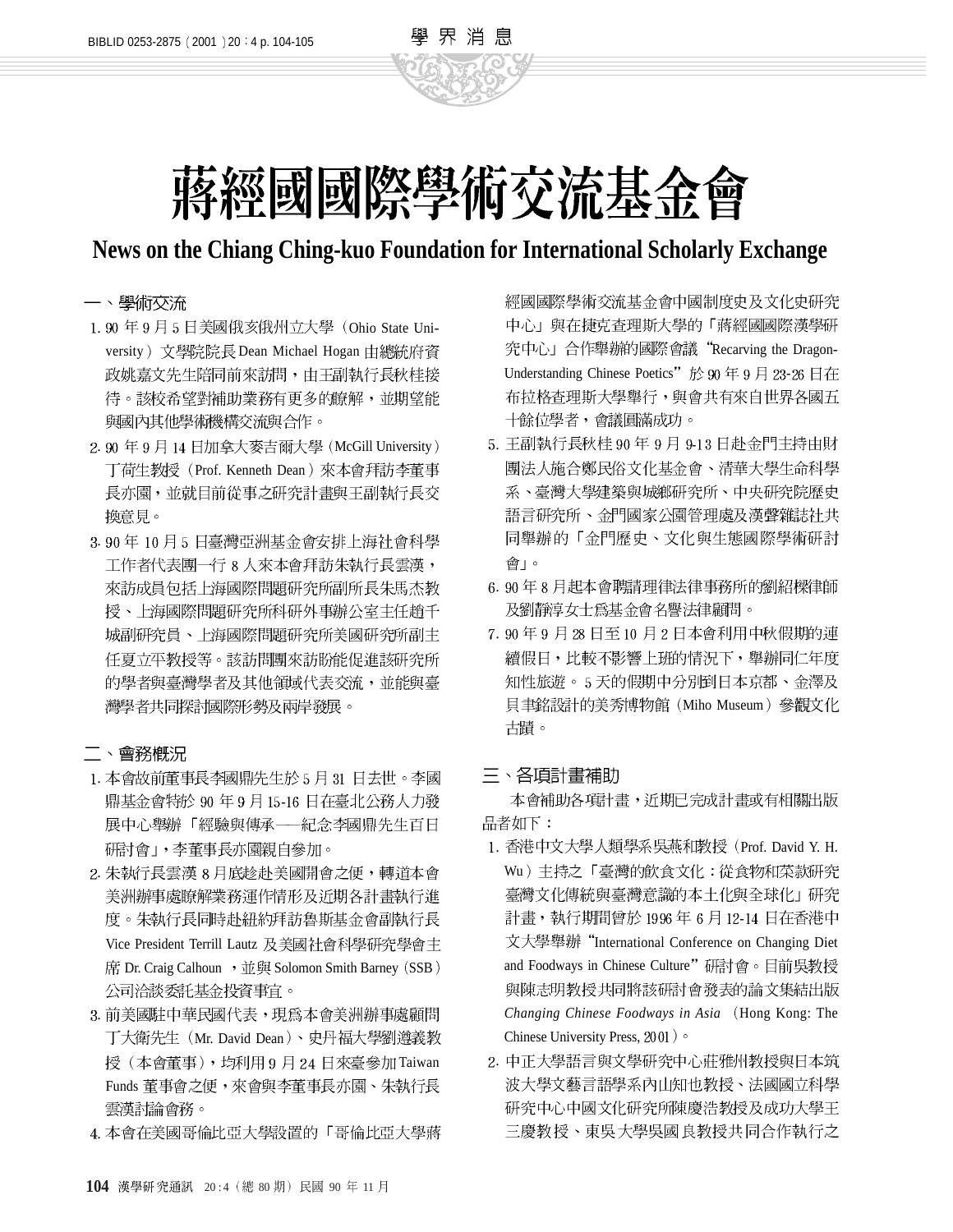# 蔣經國國際學術交流基金會

## News on the Chiang Ching-kuo Foundation for International Scholarly Exchange

### 一、學術交流

1. 90 年 9 月 5 日美國俄亥俄州立大學（Ohio State University）文學院院長 Dean Michael Hogan 由總統府資政姚嘉文先生陪同前來訪問，由王副執行長秋桂接待。該校希望對補助業務有更多的瞭解，並期望能與國內其他學術機構交流與合作。
2. 90 年 9 月 14 日加拿大麥吉爾大學（McGill University）丁荷生教授（Prof. Kenneth Dean）來本會拜訪李董事長亦園，並就目前從事之研究計畫與王副執行長交換意見。
3. 90 年 10 月 5 日臺灣亞洲基金會安排上海社會科學工作者代表團一行 8 人來本會拜訪朱執行長雲漢，來訪成員包括上海國際問題研究所副所長朱馬杰教授、上海國際問題研究所科研外事辦公室主任趙千城副研究員、上海國際問題研究所美國研究所副主任夏立平教授等。該訪問團來訪盼能促進該研究所的學者與臺灣學者及其他領域代表交流，並能與臺灣學者共同探討國際形勢及兩岸發展。

### 二、會務概況

1. 本會故前董事長李國鼎先生於 5 月 31 日去世。李國鼎基金會特於 90 年 9 月 15-16 日在臺北公務人力發展中心舉辦「經驗與傳承──紀念李國鼎先生百日研討會」，李董事長亦園親自參加。
2. 朱執行長雲漢 8 月底趁赴美國開會之便，轉道本會美洲辦事處瞭解業務運作情形及近期各計畫執行進度。朱執行長同時赴紐約拜訪魯斯基金會副執行長 Vice President Terrill Lautz 及美國社會科學研究學會主席 Dr. Craig Calhoun ，並與 Solomon Smith Barney（SSB）公司洽談委託基金投資事宜。
3. 前美國駐中華民國代表，現為本會美洲辦事處顧問丁大衛先生（Mr. David Dean）、史丹福大學劉遵義教授（本會董事），均利用 9 月 24 日來臺參加 Taiwan Funds 董事會之便，來會與李董事長亦園、朱執行長雲漢討論會務。
4. 本會在美國哥倫比亞大學設置的「哥倫比亞大學蔣經國國際學術交流基金會中國制度史及文化史研究中心」與在捷克查理斯大學的「蔣經國國際漢學研究中心」合作舉辦的國際會議“Recarving the Dragon-Understanding Chinese Poetics”於 90 年 9 月 23-26 日在布拉格查理斯大學舉行，與會共有來自世界各國五十餘位學者，會議圓滿成功。
5. 王副執行長秋桂 90 年 9 月 9-13 日赴金門主持由財團法人施合鄭民俗文化基金會、清華大學生命科學系、臺灣大學建築與城鄉研究所、中央研究院歷史語言研究所、金門國家公園管理處及漢聲雜誌社共同舉辦的「金門歷史、文化與生態國際學術研討會」。
6. 90 年 8 月起本會聘請理律法律事務所的劉紹樑律師及劉靜淳女士為基金會名譽法律顧問。
7. 90 年 9 月 28 日至 10 月 2 日本會利用中秋假期的連續假日，比較不影響上班的情況下，舉辦同仁年度知性旅遊。 5 天的假期中分別到日本京都、金澤及貝聿銘設計的美秀博物館（Miho Museum）參觀文化古蹟。

### 三、各項計畫補助

本會補助各項計畫，近期已完成計畫或有相關出版品者如下：

1. 香港中文大學人類學系吳燕和教授（Prof. David Y. H. Wu）主持之「臺灣的飲食文化：從食物和菜款研究臺灣文化傳統與臺灣意識的本土化與全球化」研究計畫，執行期間曾於 1996 年 6 月 12-14 日在香港中文大學舉辦“International Conference on Changing Diet and Foodways in Chinese Culture”研討會。目前吳教授與陳志明教授共同將該研討會發表的論文集結出版 *Changing Chinese Foodways in Asia* （Hong Kong: The Chinese University Press, 2001）。
2. 中正大學語言與文學研究中心莊雅州教授與日本筑波大學文藝言語學系內山知也教授、法國國立科學研究中心中國文化研究所陳慶浩教授及成功大學王三慶教授、東吳大學吳國良教授共同合作執行之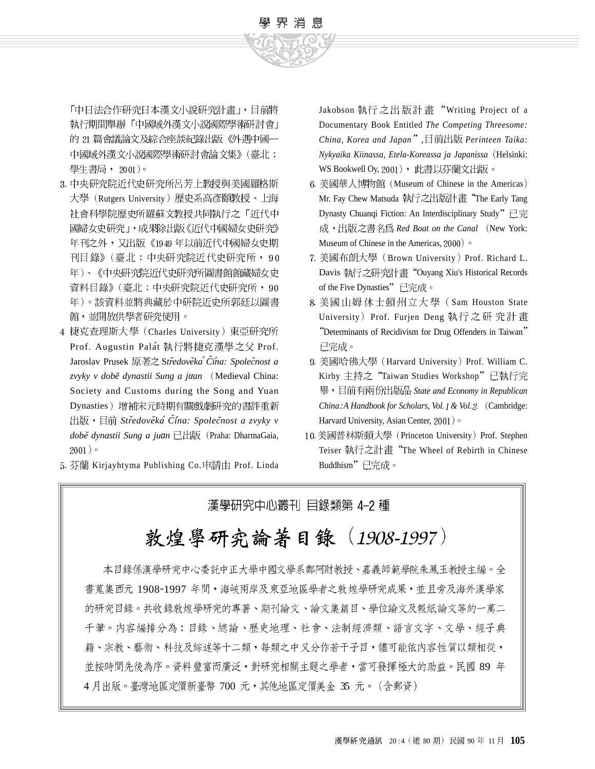「中日法合作研究日本漢文小說研究計畫」，目前將執行期間舉辦「中國域外漢文小說國際學術研討會」的 21 篇會議論文及綜合座談紀錄出版《外遇中國—中國域外漢文小說國際學術研討會論文集》（臺北：學生書局， 2001）。

3. 中央研究院近代史研究所呂芳上教授與美國羅格斯大學（Rutgers University）歷史系高彥頤教授、上海社會科學院歷史所羅蘇文教授共同執行之「近代中國婦女史研究」，成果除出版《近代中國婦女史研究》年刊之外，又出版《1949 年以前近代中國婦女史期刊目錄》（臺北：中央研究院近代史研究所， 90 年）、《中央研究院近代史研究所圖書館館藏婦女史資料目錄》（臺北：中央研究院近代史研究所， 90 年）。該資料並將典藏於中研院近史所郭廷以圖書館，並開放供學者研究使用。

4. 捷克查理斯大學（Charles University）東亞研究所 Prof. Augustin Palát 執行將捷克漢學之父 Prof. Jaroslav Prusek 原著之 *Středověká Čína: Společnost a zvyky v době dynastii Sung a juan* （Medieval China: Society and Customs during the Song and Yuan Dynasties）增補宋元時期有關戲劇研究的書評重新出版，目前 *Středověká Čína: Společnost a zvyky v době dynastii Sung a juan* 已出版（Praha: DharmaGaia, 2001）。

5. 芬蘭 Kirjayhtyma Publishing Co.申請由 Prof. Linda Jakobson 執行之出版計畫 "Writing Project of a Documentary Book Entitled *The Competing Threesome: China, Korea and Japan*"，目前出版 *Perinteen Taika: Nykyaika Kiinassa, Etela-Koreassa ja Japanissa* （Helsinki: WS Bookwell Oy, 2001），此書以芬蘭文出版。

6. 美國華人博物館（Museum of Chinese in the Americas）Mr. Fay Chew Matsuda 執行之出版計畫 "The Early Tang Dynasty Chuanqi Fiction: An Interdisciplinary Study" 已完成，出版之書名為 *Red Boat on the Canal* （New York: Museum of Chinese in the Americas, 2000）。

7. 美國布朗大學（Brown University）Prof. Richard L. Davis 執行之研究計畫 "Ouyang Xiu's Historical Records of the Five Dynasties" 已完成。

8. 美國山姆休士頓州立大學（Sam Houston State University）Prof. Furjen Deng 執行之研究計畫 "Determinants of Recidivism for Drug Offenders in Taiwan" 已完成。

9. 美國哈佛大學（Harvard University）Prof. William C. Kirby 主持之 "Taiwan Studies Workshop" 已執行完畢，目前有兩份出版品 *State and Economy in Republican China: A Handbook for Scholars, Vol.1 & Vol.2.* （Cambridge: Harvard University, Asian Center, 2001）。

10. 美國普林斯頓大學（Princeton University）Prof. Stephen Teiser 執行之計畫 "The Wheel of Rebirth in Chinese Buddhism" 已完成。

---

漢學研究中心叢刊 目錄類第 4-2 種

# 敦煌學研究論著目錄（*1908-1997*）

本目錄係漢學研究中心委託中正大學中國文學系鄭阿財教授、嘉義師範學院朱鳳玉教授主編。全書蒐集西元 1908-1997 年間，海峽兩岸及東亞地區學者之敦煌學研究成果，並且旁及海外漢學家的研究目錄。共收錄敦煌學研究的專著、期刊論文、論文集篇目、學位論文及報紙論文等約一萬二千筆。內容編排分為：目錄、總論、歷史地理、社會、法制經濟類、語言文字、文學、經子典籍、宗教、藝術、科技及綜述等十二類，每類之中又分作若干子目，儘可能依內容性質以類相從，並按時間先後為序。資料豐富而廣泛，對研究相關主題之學者，當可發揮極大的助益。民國 89 年 4 月出版。臺灣地區定價新臺幣 700 元，其他地區定價美金 35 元。（含郵資）